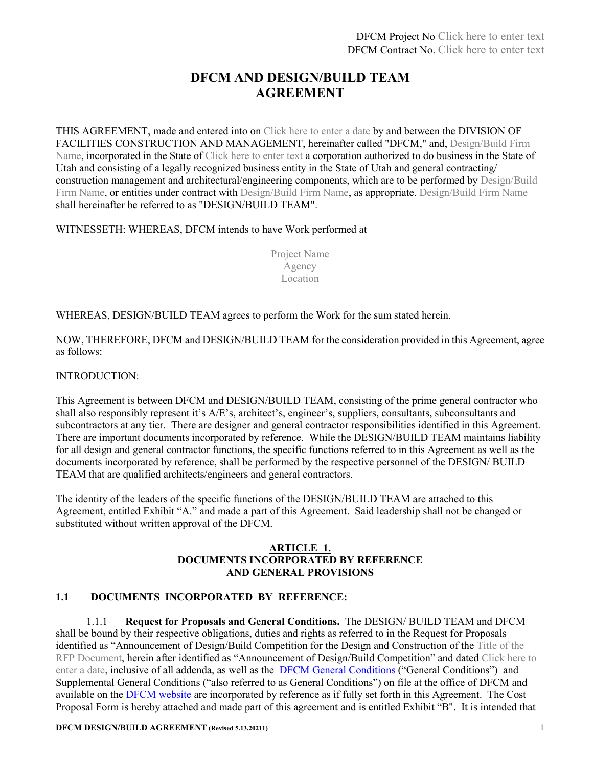DFCM Project No Click here to enter text
DFCM Contract No. Click here to enter text

# DFCM AND DESIGN/BUILD TEAM AGREEMENT

THIS AGREEMENT, made and entered into on Click here to enter a date by and between the DIVISION OF FACILITIES CONSTRUCTION AND MANAGEMENT, hereinafter called "DFCM," and, Design/Build Firm Name, incorporated in the State of Click here to enter text a corporation authorized to do business in the State of Utah and consisting of a legally recognized business entity in the State of Utah and general contracting/ construction management and architectural/engineering components, which are to be performed by Design/Build Firm Name, or entities under contract with Design/Build Firm Name, as appropriate. Design/Build Firm Name shall hereinafter be referred to as "DESIGN/BUILD TEAM".

WITNESSETH: WHEREAS, DFCM intends to have Work performed at

Project Name
Agency
Location

WHEREAS, DESIGN/BUILD TEAM agrees to perform the Work for the sum stated herein.

NOW, THEREFORE, DFCM and DESIGN/BUILD TEAM for the consideration provided in this Agreement, agree as follows:

INTRODUCTION:

This Agreement is between DFCM and DESIGN/BUILD TEAM, consisting of the prime general contractor who shall also responsibly represent it's A/E's, architect's, engineer's, suppliers, consultants, subconsultants and subcontractors at any tier. There are designer and general contractor responsibilities identified in this Agreement. There are important documents incorporated by reference. While the DESIGN/BUILD TEAM maintains liability for all design and general contractor functions, the specific functions referred to in this Agreement as well as the documents incorporated by reference, shall be performed by the respective personnel of the DESIGN/ BUILD TEAM that are qualified architects/engineers and general contractors.

The identity of the leaders of the specific functions of the DESIGN/BUILD TEAM are attached to this Agreement, entitled Exhibit "A." and made a part of this Agreement. Said leadership shall not be changed or substituted without written approval of the DFCM.

## ARTICLE 1.
## DOCUMENTS INCORPORATED BY REFERENCE AND GENERAL PROVISIONS

### 1.1 DOCUMENTS INCORPORATED BY REFERENCE:

1.1.1 **Request for Proposals and General Conditions.** The DESIGN/ BUILD TEAM and DFCM shall be bound by their respective obligations, duties and rights as referred to in the Request for Proposals identified as "Announcement of Design/Build Competition for the Design and Construction of the Title of the RFP Document, herein after identified as "Announcement of Design/Build Competition" and dated Click here to enter a date, inclusive of all addenda, as well as the DFCM General Conditions ("General Conditions") and Supplemental General Conditions ("also referred to as General Conditions") on file at the office of DFCM and available on the DFCM website are incorporated by reference as if fully set forth in this Agreement. The Cost Proposal Form is hereby attached and made part of this agreement and is entitled Exhibit "B". It is intended that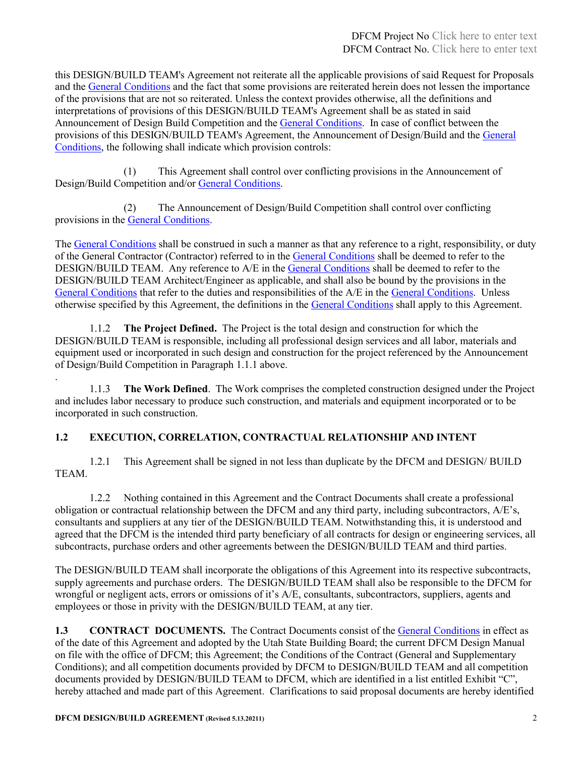this DESIGN/BUILD TEAM's Agreement not reiterate all the applicable provisions of said Request for Proposals and the General Conditions and the fact that some provisions are reiterated herein does not lessen the importance of the provisions that are not so reiterated. Unless the context provides otherwise, all the definitions and interpretations of provisions of this DESIGN/BUILD TEAM's Agreement shall be as stated in said Announcement of Design Build Competition and the General Conditions. In case of conflict between the provisions of this DESIGN/BUILD TEAM's Agreement, the Announcement of Design/Build and the General Conditions, the following shall indicate which provision controls:

(1) This Agreement shall control over conflicting provisions in the Announcement of Design/Build Competition and/or General Conditions.

(2) The Announcement of Design/Build Competition shall control over conflicting provisions in the General Conditions.

The General Conditions shall be construed in such a manner as that any reference to a right, responsibility, or duty of the General Contractor (Contractor) referred to in the General Conditions shall be deemed to refer to the DESIGN/BUILD TEAM. Any reference to A/E in the General Conditions shall be deemed to refer to the DESIGN/BUILD TEAM Architect/Engineer as applicable, and shall also be bound by the provisions in the General Conditions that refer to the duties and responsibilities of the A/E in the General Conditions. Unless otherwise specified by this Agreement, the definitions in the General Conditions shall apply to this Agreement.

1.1.2 **The Project Defined.** The Project is the total design and construction for which the DESIGN/BUILD TEAM is responsible, including all professional design services and all labor, materials and equipment used or incorporated in such design and construction for the project referenced by the Announcement of Design/Build Competition in Paragraph 1.1.1 above.

1.1.3 **The Work Defined**. The Work comprises the completed construction designed under the Project and includes labor necessary to produce such construction, and materials and equipment incorporated or to be incorporated in such construction.

## 1.2 EXECUTION, CORRELATION, CONTRACTUAL RELATIONSHIP AND INTENT

1.2.1 This Agreement shall be signed in not less than duplicate by the DFCM and DESIGN/ BUILD TEAM.

1.2.2 Nothing contained in this Agreement and the Contract Documents shall create a professional obligation or contractual relationship between the DFCM and any third party, including subcontractors, A/E's, consultants and suppliers at any tier of the DESIGN/BUILD TEAM. Notwithstanding this, it is understood and agreed that the DFCM is the intended third party beneficiary of all contracts for design or engineering services, all subcontracts, purchase orders and other agreements between the DESIGN/BUILD TEAM and third parties.

The DESIGN/BUILD TEAM shall incorporate the obligations of this Agreement into its respective subcontracts, supply agreements and purchase orders. The DESIGN/BUILD TEAM shall also be responsible to the DFCM for wrongful or negligent acts, errors or omissions of it's A/E, consultants, subcontractors, suppliers, agents and employees or those in privity with the DESIGN/BUILD TEAM, at any tier.

**1.3 CONTRACT DOCUMENTS.** The Contract Documents consist of the General Conditions in effect as of the date of this Agreement and adopted by the Utah State Building Board; the current DFCM Design Manual on file with the office of DFCM; this Agreement; the Conditions of the Contract (General and Supplementary Conditions); and all competition documents provided by DFCM to DESIGN/BUILD TEAM and all competition documents provided by DESIGN/BUILD TEAM to DFCM, which are identified in a list entitled Exhibit "C", hereby attached and made part of this Agreement. Clarifications to said proposal documents are hereby identified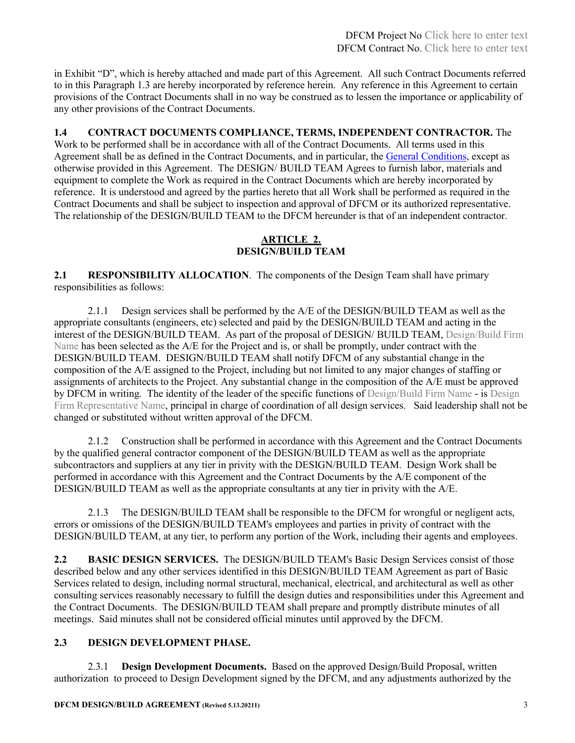in Exhibit "D", which is hereby attached and made part of this Agreement. All such Contract Documents referred to in this Paragraph 1.3 are hereby incorporated by reference herein. Any reference in this Agreement to certain provisions of the Contract Documents shall in no way be construed as to lessen the importance or applicability of any other provisions of the Contract Documents.

**1.4 CONTRACT DOCUMENTS COMPLIANCE, TERMS, INDEPENDENT CONTRACTOR.** The Work to be performed shall be in accordance with all of the Contract Documents. All terms used in this Agreement shall be as defined in the Contract Documents, and in particular, the General Conditions, except as otherwise provided in this Agreement. The DESIGN/ BUILD TEAM Agrees to furnish labor, materials and equipment to complete the Work as required in the Contract Documents which are hereby incorporated by reference. It is understood and agreed by the parties hereto that all Work shall be performed as required in the Contract Documents and shall be subject to inspection and approval of DFCM or its authorized representative. The relationship of the DESIGN/BUILD TEAM to the DFCM hereunder is that of an independent contractor.

## ARTICLE 2.
## DESIGN/BUILD TEAM

**2.1 RESPONSIBILITY ALLOCATION**. The components of the Design Team shall have primary responsibilities as follows:

2.1.1 Design services shall be performed by the A/E of the DESIGN/BUILD TEAM as well as the appropriate consultants (engineers, etc) selected and paid by the DESIGN/BUILD TEAM and acting in the interest of the DESIGN/BUILD TEAM. As part of the proposal of DESIGN/ BUILD TEAM, Design/Build Firm Name has been selected as the A/E for the Project and is, or shall be promptly, under contract with the DESIGN/BUILD TEAM. DESIGN/BUILD TEAM shall notify DFCM of any substantial change in the composition of the A/E assigned to the Project, including but not limited to any major changes of staffing or assignments of architects to the Project. Any substantial change in the composition of the A/E must be approved by DFCM in writing. The identity of the leader of the specific functions of Design/Build Firm Name - is Design Firm Representative Name, principal in charge of coordination of all design services. Said leadership shall not be changed or substituted without written approval of the DFCM.

2.1.2 Construction shall be performed in accordance with this Agreement and the Contract Documents by the qualified general contractor component of the DESIGN/BUILD TEAM as well as the appropriate subcontractors and suppliers at any tier in privity with the DESIGN/BUILD TEAM. Design Work shall be performed in accordance with this Agreement and the Contract Documents by the A/E component of the DESIGN/BUILD TEAM as well as the appropriate consultants at any tier in privity with the A/E.

2.1.3 The DESIGN/BUILD TEAM shall be responsible to the DFCM for wrongful or negligent acts, errors or omissions of the DESIGN/BUILD TEAM's employees and parties in privity of contract with the DESIGN/BUILD TEAM, at any tier, to perform any portion of the Work, including their agents and employees.

**2.2 BASIC DESIGN SERVICES.** The DESIGN/BUILD TEAM's Basic Design Services consist of those described below and any other services identified in this DESIGN/BUILD TEAM Agreement as part of Basic Services related to design, including normal structural, mechanical, electrical, and architectural as well as other consulting services reasonably necessary to fulfill the design duties and responsibilities under this Agreement and the Contract Documents. The DESIGN/BUILD TEAM shall prepare and promptly distribute minutes of all meetings. Said minutes shall not be considered official minutes until approved by the DFCM.

**2.3 DESIGN DEVELOPMENT PHASE.**

2.3.1 **Design Development Documents.** Based on the approved Design/Build Proposal, written authorization to proceed to Design Development signed by the DFCM, and any adjustments authorized by the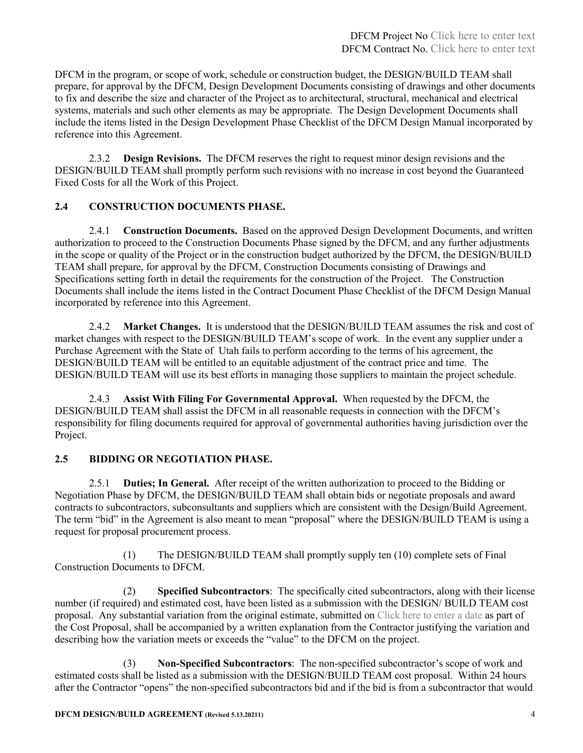DFCM in the program, or scope of work, schedule or construction budget, the DESIGN/BUILD TEAM shall prepare, for approval by the DFCM, Design Development Documents consisting of drawings and other documents to fix and describe the size and character of the Project as to architectural, structural, mechanical and electrical systems, materials and such other elements as may be appropriate. The Design Development Documents shall include the items listed in the Design Development Phase Checklist of the DFCM Design Manual incorporated by reference into this Agreement.

2.3.2 **Design Revisions.** The DFCM reserves the right to request minor design revisions and the DESIGN/BUILD TEAM shall promptly perform such revisions with no increase in cost beyond the Guaranteed Fixed Costs for all the Work of this Project.

## 2.4 CONSTRUCTION DOCUMENTS PHASE.

2.4.1 **Construction Documents.** Based on the approved Design Development Documents, and written authorization to proceed to the Construction Documents Phase signed by the DFCM, and any further adjustments in the scope or quality of the Project or in the construction budget authorized by the DFCM, the DESIGN/BUILD TEAM shall prepare, for approval by the DFCM, Construction Documents consisting of Drawings and Specifications setting forth in detail the requirements for the construction of the Project. The Construction Documents shall include the items listed in the Contract Document Phase Checklist of the DFCM Design Manual incorporated by reference into this Agreement.

2.4.2 **Market Changes.** It is understood that the DESIGN/BUILD TEAM assumes the risk and cost of market changes with respect to the DESIGN/BUILD TEAM's scope of work. In the event any supplier under a Purchase Agreement with the State of Utah fails to perform according to the terms of his agreement, the DESIGN/BUILD TEAM will be entitled to an equitable adjustment of the contract price and time. The DESIGN/BUILD TEAM will use its best efforts in managing those suppliers to maintain the project schedule.

2.4.3 **Assist With Filing For Governmental Approval.** When requested by the DFCM, the DESIGN/BUILD TEAM shall assist the DFCM in all reasonable requests in connection with the DFCM's responsibility for filing documents required for approval of governmental authorities having jurisdiction over the Project.

## 2.5 BIDDING OR NEGOTIATION PHASE.

2.5.1 **Duties; In General.** After receipt of the written authorization to proceed to the Bidding or Negotiation Phase by DFCM, the DESIGN/BUILD TEAM shall obtain bids or negotiate proposals and award contracts to subcontractors, subconsultants and suppliers which are consistent with the Design/Build Agreement. The term "bid" in the Agreement is also meant to mean "proposal" where the DESIGN/BUILD TEAM is using a request for proposal procurement process.

(1) The DESIGN/BUILD TEAM shall promptly supply ten (10) complete sets of Final Construction Documents to DFCM.

(2) **Specified Subcontractors**: The specifically cited subcontractors, along with their license number (if required) and estimated cost, have been listed as a submission with the DESIGN/ BUILD TEAM cost proposal. Any substantial variation from the original estimate, submitted on Click here to enter a date as part of the Cost Proposal, shall be accompanied by a written explanation from the Contractor justifying the variation and describing how the variation meets or exceeds the "value" to the DFCM on the project.

(3) **Non-Specified Subcontractors**: The non-specified subcontractor's scope of work and estimated costs shall be listed as a submission with the DESIGN/BUILD TEAM cost proposal. Within 24 hours after the Contractor "opens" the non-specified subcontractors bid and if the bid is from a subcontractor that would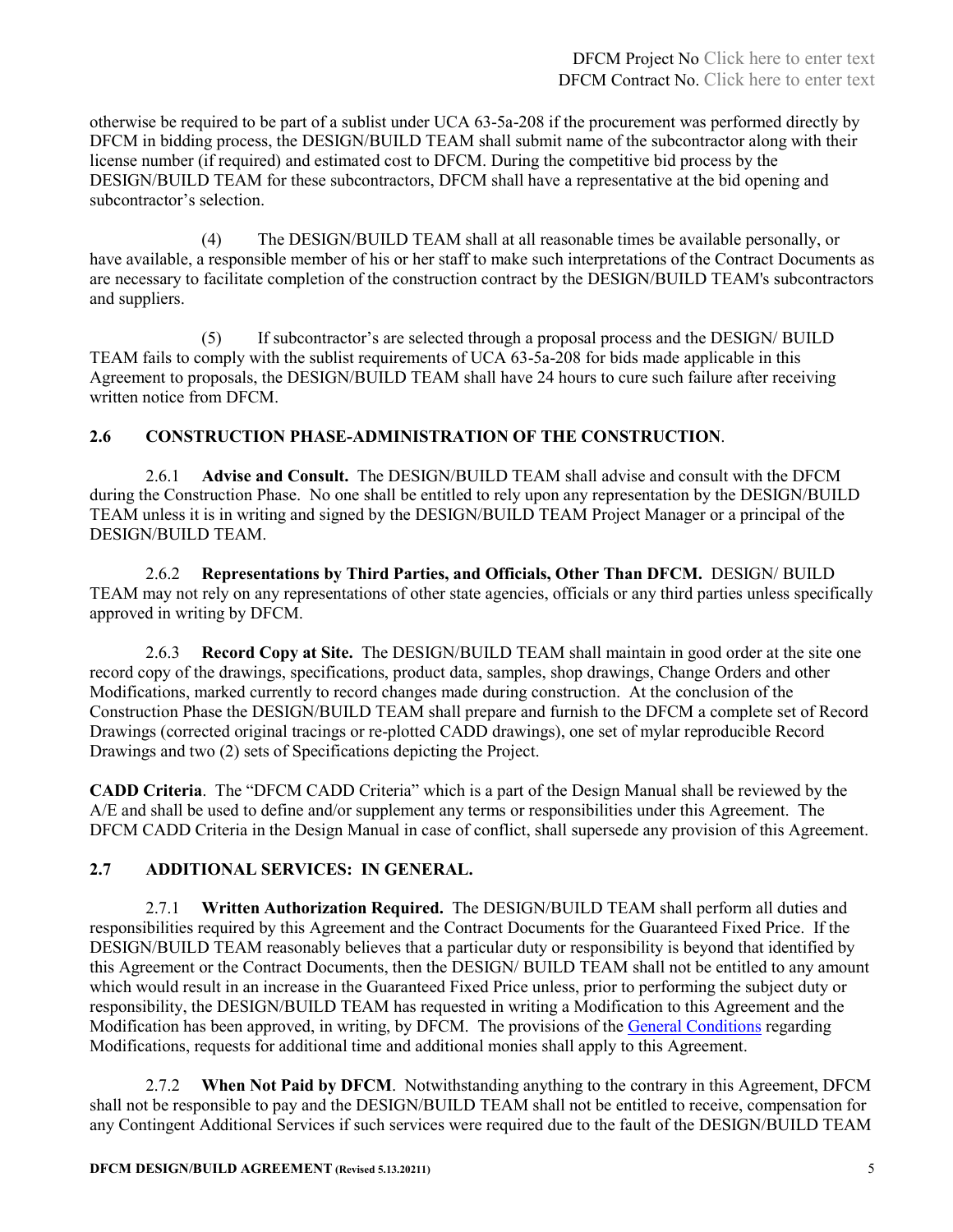otherwise be required to be part of a sublist under UCA 63-5a-208 if the procurement was performed directly by DFCM in bidding process, the DESIGN/BUILD TEAM shall submit name of the subcontractor along with their license number (if required) and estimated cost to DFCM. During the competitive bid process by the DESIGN/BUILD TEAM for these subcontractors, DFCM shall have a representative at the bid opening and subcontractor's selection.

(4) The DESIGN/BUILD TEAM shall at all reasonable times be available personally, or have available, a responsible member of his or her staff to make such interpretations of the Contract Documents as are necessary to facilitate completion of the construction contract by the DESIGN/BUILD TEAM's subcontractors and suppliers.

(5) If subcontractor's are selected through a proposal process and the DESIGN/ BUILD TEAM fails to comply with the sublist requirements of UCA 63-5a-208 for bids made applicable in this Agreement to proposals, the DESIGN/BUILD TEAM shall have 24 hours to cure such failure after receiving written notice from DFCM.

## 2.6 CONSTRUCTION PHASE-ADMINISTRATION OF THE CONSTRUCTION.

2.6.1 **Advise and Consult.** The DESIGN/BUILD TEAM shall advise and consult with the DFCM during the Construction Phase. No one shall be entitled to rely upon any representation by the DESIGN/BUILD TEAM unless it is in writing and signed by the DESIGN/BUILD TEAM Project Manager or a principal of the DESIGN/BUILD TEAM.

2.6.2 **Representations by Third Parties, and Officials, Other Than DFCM.** DESIGN/ BUILD TEAM may not rely on any representations of other state agencies, officials or any third parties unless specifically approved in writing by DFCM.

2.6.3 **Record Copy at Site.** The DESIGN/BUILD TEAM shall maintain in good order at the site one record copy of the drawings, specifications, product data, samples, shop drawings, Change Orders and other Modifications, marked currently to record changes made during construction. At the conclusion of the Construction Phase the DESIGN/BUILD TEAM shall prepare and furnish to the DFCM a complete set of Record Drawings (corrected original tracings or re-plotted CADD drawings), one set of mylar reproducible Record Drawings and two (2) sets of Specifications depicting the Project.

**CADD Criteria**. The "DFCM CADD Criteria" which is a part of the Design Manual shall be reviewed by the A/E and shall be used to define and/or supplement any terms or responsibilities under this Agreement. The DFCM CADD Criteria in the Design Manual in case of conflict, shall supersede any provision of this Agreement.

## 2.7 ADDITIONAL SERVICES: IN GENERAL.

2.7.1 **Written Authorization Required.** The DESIGN/BUILD TEAM shall perform all duties and responsibilities required by this Agreement and the Contract Documents for the Guaranteed Fixed Price. If the DESIGN/BUILD TEAM reasonably believes that a particular duty or responsibility is beyond that identified by this Agreement or the Contract Documents, then the DESIGN/ BUILD TEAM shall not be entitled to any amount which would result in an increase in the Guaranteed Fixed Price unless, prior to performing the subject duty or responsibility, the DESIGN/BUILD TEAM has requested in writing a Modification to this Agreement and the Modification has been approved, in writing, by DFCM. The provisions of the General Conditions regarding Modifications, requests for additional time and additional monies shall apply to this Agreement.

2.7.2 **When Not Paid by DFCM**. Notwithstanding anything to the contrary in this Agreement, DFCM shall not be responsible to pay and the DESIGN/BUILD TEAM shall not be entitled to receive, compensation for any Contingent Additional Services if such services were required due to the fault of the DESIGN/BUILD TEAM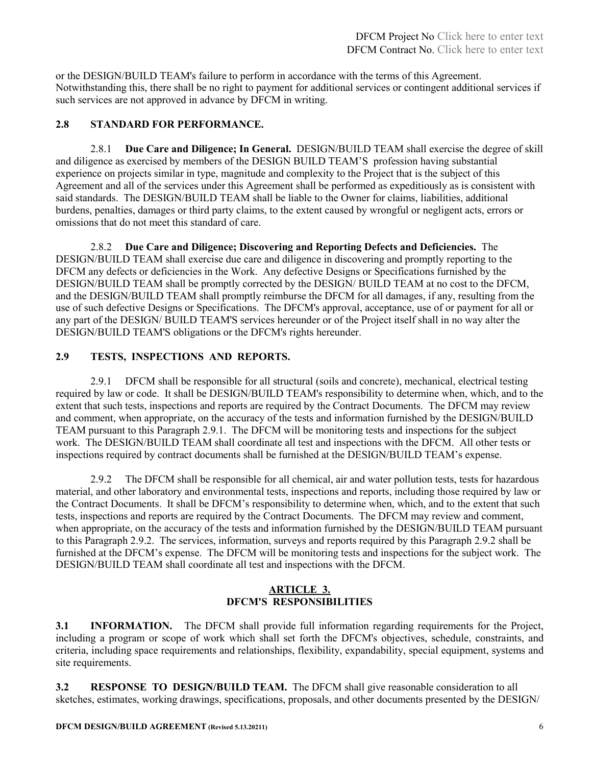or the DESIGN/BUILD TEAM's failure to perform in accordance with the terms of this Agreement. Notwithstanding this, there shall be no right to payment for additional services or contingent additional services if such services are not approved in advance by DFCM in writing.

## 2.8 STANDARD FOR PERFORMANCE.

2.8.1 **Due Care and Diligence; In General.** DESIGN/BUILD TEAM shall exercise the degree of skill and diligence as exercised by members of the DESIGN BUILD TEAM'S profession having substantial experience on projects similar in type, magnitude and complexity to the Project that is the subject of this Agreement and all of the services under this Agreement shall be performed as expeditiously as is consistent with said standards. The DESIGN/BUILD TEAM shall be liable to the Owner for claims, liabilities, additional burdens, penalties, damages or third party claims, to the extent caused by wrongful or negligent acts, errors or omissions that do not meet this standard of care.

2.8.2 **Due Care and Diligence; Discovering and Reporting Defects and Deficiencies.** The DESIGN/BUILD TEAM shall exercise due care and diligence in discovering and promptly reporting to the DFCM any defects or deficiencies in the Work. Any defective Designs or Specifications furnished by the DESIGN/BUILD TEAM shall be promptly corrected by the DESIGN/ BUILD TEAM at no cost to the DFCM, and the DESIGN/BUILD TEAM shall promptly reimburse the DFCM for all damages, if any, resulting from the use of such defective Designs or Specifications. The DFCM's approval, acceptance, use of or payment for all or any part of the DESIGN/ BUILD TEAM'S services hereunder or of the Project itself shall in no way alter the DESIGN/BUILD TEAM'S obligations or the DFCM's rights hereunder.

## 2.9 TESTS, INSPECTIONS AND REPORTS.

2.9.1 DFCM shall be responsible for all structural (soils and concrete), mechanical, electrical testing required by law or code. It shall be DESIGN/BUILD TEAM's responsibility to determine when, which, and to the extent that such tests, inspections and reports are required by the Contract Documents. The DFCM may review and comment, when appropriate, on the accuracy of the tests and information furnished by the DESIGN/BUILD TEAM pursuant to this Paragraph 2.9.1. The DFCM will be monitoring tests and inspections for the subject work. The DESIGN/BUILD TEAM shall coordinate all test and inspections with the DFCM. All other tests or inspections required by contract documents shall be furnished at the DESIGN/BUILD TEAM's expense.

2.9.2 The DFCM shall be responsible for all chemical, air and water pollution tests, tests for hazardous material, and other laboratory and environmental tests, inspections and reports, including those required by law or the Contract Documents. It shall be DFCM's responsibility to determine when, which, and to the extent that such tests, inspections and reports are required by the Contract Documents. The DFCM may review and comment, when appropriate, on the accuracy of the tests and information furnished by the DESIGN/BUILD TEAM pursuant to this Paragraph 2.9.2. The services, information, surveys and reports required by this Paragraph 2.9.2 shall be furnished at the DFCM's expense. The DFCM will be monitoring tests and inspections for the subject work. The DESIGN/BUILD TEAM shall coordinate all test and inspections with the DFCM.

# ARTICLE 3.
# DFCM'S RESPONSIBILITIES

**3.1 INFORMATION.** The DFCM shall provide full information regarding requirements for the Project, including a program or scope of work which shall set forth the DFCM's objectives, schedule, constraints, and criteria, including space requirements and relationships, flexibility, expandability, special equipment, systems and site requirements.

**3.2 RESPONSE TO DESIGN/BUILD TEAM.** The DFCM shall give reasonable consideration to all sketches, estimates, working drawings, specifications, proposals, and other documents presented by the DESIGN/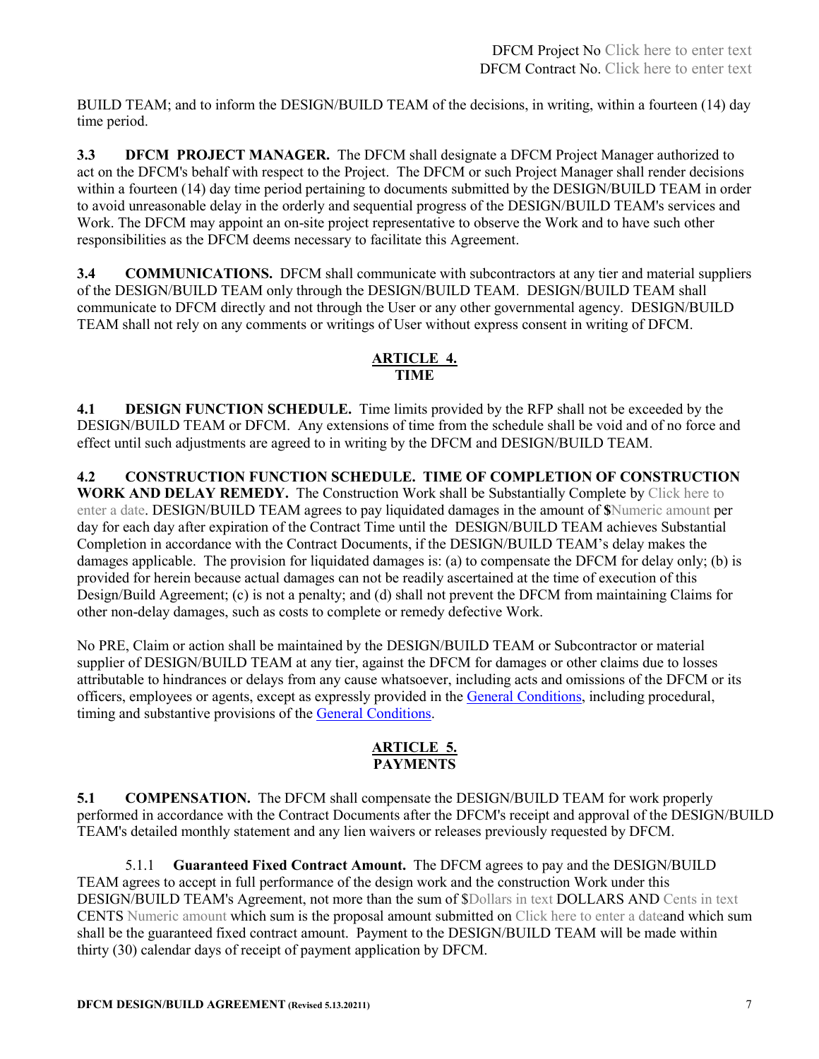BUILD TEAM; and to inform the DESIGN/BUILD TEAM of the decisions, in writing, within a fourteen (14) day time period.

**3.3 DFCM PROJECT MANAGER.** The DFCM shall designate a DFCM Project Manager authorized to act on the DFCM's behalf with respect to the Project. The DFCM or such Project Manager shall render decisions within a fourteen (14) day time period pertaining to documents submitted by the DESIGN/BUILD TEAM in order to avoid unreasonable delay in the orderly and sequential progress of the DESIGN/BUILD TEAM's services and Work. The DFCM may appoint an on-site project representative to observe the Work and to have such other responsibilities as the DFCM deems necessary to facilitate this Agreement.

**3.4 COMMUNICATIONS.** DFCM shall communicate with subcontractors at any tier and material suppliers of the DESIGN/BUILD TEAM only through the DESIGN/BUILD TEAM. DESIGN/BUILD TEAM shall communicate to DFCM directly and not through the User or any other governmental agency. DESIGN/BUILD TEAM shall not rely on any comments or writings of User without express consent in writing of DFCM.

## ARTICLE 4.
## TIME

**4.1 DESIGN FUNCTION SCHEDULE.** Time limits provided by the RFP shall not be exceeded by the DESIGN/BUILD TEAM or DFCM. Any extensions of time from the schedule shall be void and of no force and effect until such adjustments are agreed to in writing by the DFCM and DESIGN/BUILD TEAM.

**4.2 CONSTRUCTION FUNCTION SCHEDULE. TIME OF COMPLETION OF CONSTRUCTION WORK AND DELAY REMEDY.** The Construction Work shall be Substantially Complete by Click here to enter a date. DESIGN/BUILD TEAM agrees to pay liquidated damages in the amount of **$**Numeric amount per day for each day after expiration of the Contract Time until the DESIGN/BUILD TEAM achieves Substantial Completion in accordance with the Contract Documents, if the DESIGN/BUILD TEAM's delay makes the damages applicable. The provision for liquidated damages is: (a) to compensate the DFCM for delay only; (b) is provided for herein because actual damages can not be readily ascertained at the time of execution of this Design/Build Agreement; (c) is not a penalty; and (d) shall not prevent the DFCM from maintaining Claims for other non-delay damages, such as costs to complete or remedy defective Work.

No PRE, Claim or action shall be maintained by the DESIGN/BUILD TEAM or Subcontractor or material supplier of DESIGN/BUILD TEAM at any tier, against the DFCM for damages or other claims due to losses attributable to hindrances or delays from any cause whatsoever, including acts and omissions of the DFCM or its officers, employees or agents, except as expressly provided in the General Conditions, including procedural, timing and substantive provisions of the General Conditions.

## ARTICLE 5.
## PAYMENTS

**5.1 COMPENSATION.** The DFCM shall compensate the DESIGN/BUILD TEAM for work properly performed in accordance with the Contract Documents after the DFCM's receipt and approval of the DESIGN/BUILD TEAM's detailed monthly statement and any lien waivers or releases previously requested by DFCM.

5.1.1 **Guaranteed Fixed Contract Amount.** The DFCM agrees to pay and the DESIGN/BUILD TEAM agrees to accept in full performance of the design work and the construction Work under this DESIGN/BUILD TEAM's Agreement, not more than the sum of $Dollars in text DOLLARS AND Cents in text CENTS Numeric amount which sum is the proposal amount submitted on Click here to enter a dateand which sum shall be the guaranteed fixed contract amount. Payment to the DESIGN/BUILD TEAM will be made within thirty (30) calendar days of receipt of payment application by DFCM.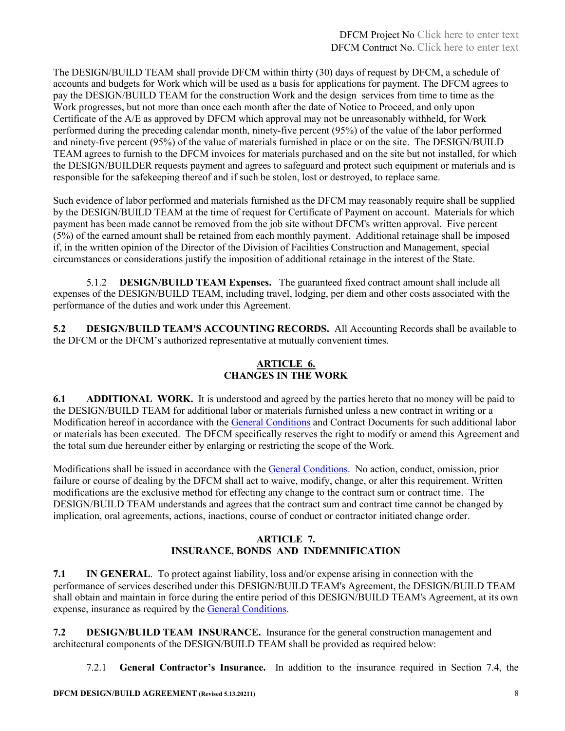The DESIGN/BUILD TEAM shall provide DFCM within thirty (30) days of request by DFCM, a schedule of accounts and budgets for Work which will be used as a basis for applications for payment. The DFCM agrees to pay the DESIGN/BUILD TEAM for the construction Work and the design services from time to time as the Work progresses, but not more than once each month after the date of Notice to Proceed, and only upon Certificate of the A/E as approved by DFCM which approval may not be unreasonably withheld, for Work performed during the preceding calendar month, ninety-five percent (95%) of the value of the labor performed and ninety-five percent (95%) of the value of materials furnished in place or on the site. The DESIGN/BUILD TEAM agrees to furnish to the DFCM invoices for materials purchased and on the site but not installed, for which the DESIGN/BUILDER requests payment and agrees to safeguard and protect such equipment or materials and is responsible for the safekeeping thereof and if such be stolen, lost or destroyed, to replace same.

Such evidence of labor performed and materials furnished as the DFCM may reasonably require shall be supplied by the DESIGN/BUILD TEAM at the time of request for Certificate of Payment on account. Materials for which payment has been made cannot be removed from the job site without DFCM's written approval. Five percent (5%) of the earned amount shall be retained from each monthly payment. Additional retainage shall be imposed if, in the written opinion of the Director of the Division of Facilities Construction and Management, special circumstances or considerations justify the imposition of additional retainage in the interest of the State.

5.1.2 **DESIGN/BUILD TEAM Expenses.** The guaranteed fixed contract amount shall include all expenses of the DESIGN/BUILD TEAM, including travel, lodging, per diem and other costs associated with the performance of the duties and work under this Agreement.

**5.2 DESIGN/BUILD TEAM'S ACCOUNTING RECORDS.** All Accounting Records shall be available to the DFCM or the DFCM's authorized representative at mutually convenient times.

## ARTICLE 6. CHANGES IN THE WORK

**6.1 ADDITIONAL WORK.** It is understood and agreed by the parties hereto that no money will be paid to the DESIGN/BUILD TEAM for additional labor or materials furnished unless a new contract in writing or a Modification hereof in accordance with the General Conditions and Contract Documents for such additional labor or materials has been executed. The DFCM specifically reserves the right to modify or amend this Agreement and the total sum due hereunder either by enlarging or restricting the scope of the Work.

Modifications shall be issued in accordance with the General Conditions. No action, conduct, omission, prior failure or course of dealing by the DFCM shall act to waive, modify, change, or alter this requirement. Written modifications are the exclusive method for effecting any change to the contract sum or contract time. The DESIGN/BUILD TEAM understands and agrees that the contract sum and contract time cannot be changed by implication, oral agreements, actions, inactions, course of conduct or contractor initiated change order.

## ARTICLE 7. INSURANCE, BONDS AND INDEMNIFICATION

**7.1 IN GENERAL**. To protect against liability, loss and/or expense arising in connection with the performance of services described under this DESIGN/BUILD TEAM's Agreement, the DESIGN/BUILD TEAM shall obtain and maintain in force during the entire period of this DESIGN/BUILD TEAM's Agreement, at its own expense, insurance as required by the General Conditions.

**7.2 DESIGN/BUILD TEAM INSURANCE.** Insurance for the general construction management and architectural components of the DESIGN/BUILD TEAM shall be provided as required below:

7.2.1 **General Contractor's Insurance.** In addition to the insurance required in Section 7.4, the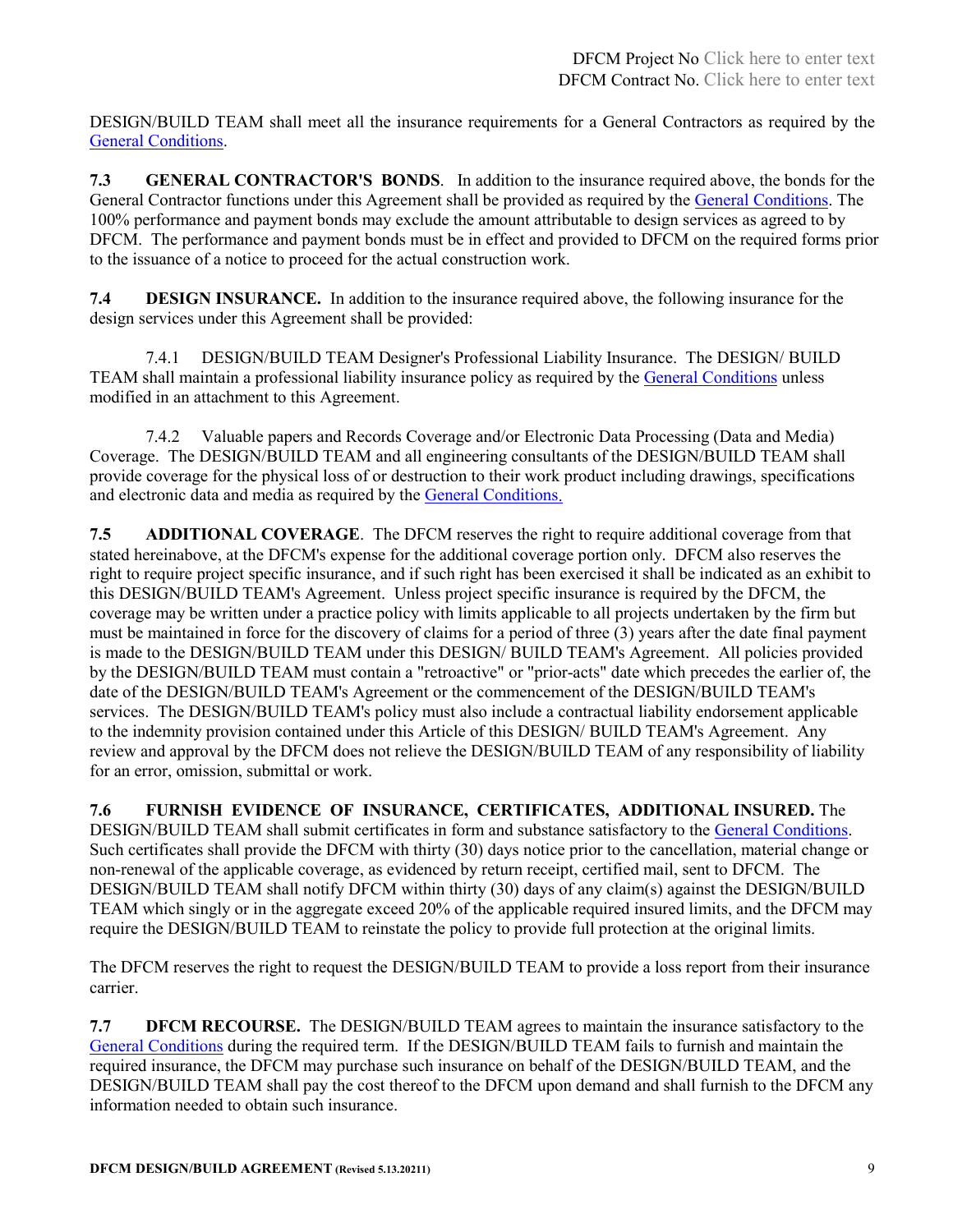DESIGN/BUILD TEAM shall meet all the insurance requirements for a General Contractors as required by the General Conditions.

**7.3 GENERAL CONTRACTOR'S BONDS**. In addition to the insurance required above, the bonds for the General Contractor functions under this Agreement shall be provided as required by the General Conditions. The 100% performance and payment bonds may exclude the amount attributable to design services as agreed to by DFCM. The performance and payment bonds must be in effect and provided to DFCM on the required forms prior to the issuance of a notice to proceed for the actual construction work.

**7.4 DESIGN INSURANCE.** In addition to the insurance required above, the following insurance for the design services under this Agreement shall be provided:

7.4.1 DESIGN/BUILD TEAM Designer's Professional Liability Insurance. The DESIGN/ BUILD TEAM shall maintain a professional liability insurance policy as required by the General Conditions unless modified in an attachment to this Agreement.

7.4.2 Valuable papers and Records Coverage and/or Electronic Data Processing (Data and Media) Coverage. The DESIGN/BUILD TEAM and all engineering consultants of the DESIGN/BUILD TEAM shall provide coverage for the physical loss of or destruction to their work product including drawings, specifications and electronic data and media as required by the General Conditions.

**7.5 ADDITIONAL COVERAGE**. The DFCM reserves the right to require additional coverage from that stated hereinabove, at the DFCM's expense for the additional coverage portion only. DFCM also reserves the right to require project specific insurance, and if such right has been exercised it shall be indicated as an exhibit to this DESIGN/BUILD TEAM's Agreement. Unless project specific insurance is required by the DFCM, the coverage may be written under a practice policy with limits applicable to all projects undertaken by the firm but must be maintained in force for the discovery of claims for a period of three (3) years after the date final payment is made to the DESIGN/BUILD TEAM under this DESIGN/ BUILD TEAM's Agreement. All policies provided by the DESIGN/BUILD TEAM must contain a "retroactive" or "prior-acts" date which precedes the earlier of, the date of the DESIGN/BUILD TEAM's Agreement or the commencement of the DESIGN/BUILD TEAM's services. The DESIGN/BUILD TEAM's policy must also include a contractual liability endorsement applicable to the indemnity provision contained under this Article of this DESIGN/ BUILD TEAM's Agreement. Any review and approval by the DFCM does not relieve the DESIGN/BUILD TEAM of any responsibility of liability for an error, omission, submittal or work.

**7.6 FURNISH EVIDENCE OF INSURANCE, CERTIFICATES, ADDITIONAL INSURED.** The DESIGN/BUILD TEAM shall submit certificates in form and substance satisfactory to the General Conditions. Such certificates shall provide the DFCM with thirty (30) days notice prior to the cancellation, material change or non-renewal of the applicable coverage, as evidenced by return receipt, certified mail, sent to DFCM. The DESIGN/BUILD TEAM shall notify DFCM within thirty (30) days of any claim(s) against the DESIGN/BUILD TEAM which singly or in the aggregate exceed 20% of the applicable required insured limits, and the DFCM may require the DESIGN/BUILD TEAM to reinstate the policy to provide full protection at the original limits.

The DFCM reserves the right to request the DESIGN/BUILD TEAM to provide a loss report from their insurance carrier.

**7.7 DFCM RECOURSE.** The DESIGN/BUILD TEAM agrees to maintain the insurance satisfactory to the General Conditions during the required term. If the DESIGN/BUILD TEAM fails to furnish and maintain the required insurance, the DFCM may purchase such insurance on behalf of the DESIGN/BUILD TEAM, and the DESIGN/BUILD TEAM shall pay the cost thereof to the DFCM upon demand and shall furnish to the DFCM any information needed to obtain such insurance.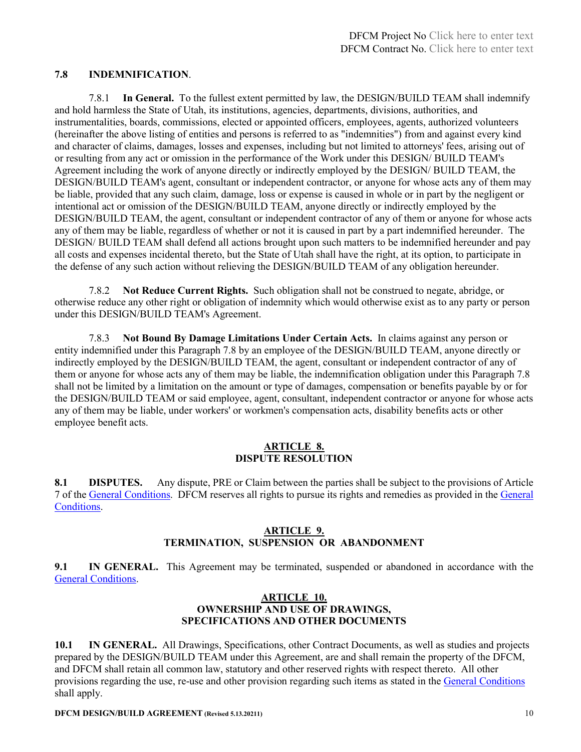**7.8 INDEMNIFICATION**.

7.8.1 **In General.** To the fullest extent permitted by law, the DESIGN/BUILD TEAM shall indemnify and hold harmless the State of Utah, its institutions, agencies, departments, divisions, authorities, and instrumentalities, boards, commissions, elected or appointed officers, employees, agents, authorized volunteers (hereinafter the above listing of entities and persons is referred to as "indemnities") from and against every kind and character of claims, damages, losses and expenses, including but not limited to attorneys' fees, arising out of or resulting from any act or omission in the performance of the Work under this DESIGN/ BUILD TEAM's Agreement including the work of anyone directly or indirectly employed by the DESIGN/ BUILD TEAM, the DESIGN/BUILD TEAM's agent, consultant or independent contractor, or anyone for whose acts any of them may be liable, provided that any such claim, damage, loss or expense is caused in whole or in part by the negligent or intentional act or omission of the DESIGN/BUILD TEAM, anyone directly or indirectly employed by the DESIGN/BUILD TEAM, the agent, consultant or independent contractor of any of them or anyone for whose acts any of them may be liable, regardless of whether or not it is caused in part by a part indemnified hereunder. The DESIGN/ BUILD TEAM shall defend all actions brought upon such matters to be indemnified hereunder and pay all costs and expenses incidental thereto, but the State of Utah shall have the right, at its option, to participate in the defense of any such action without relieving the DESIGN/BUILD TEAM of any obligation hereunder.

7.8.2 **Not Reduce Current Rights.** Such obligation shall not be construed to negate, abridge, or otherwise reduce any other right or obligation of indemnity which would otherwise exist as to any party or person under this DESIGN/BUILD TEAM's Agreement.

7.8.3 **Not Bound By Damage Limitations Under Certain Acts.** In claims against any person or entity indemnified under this Paragraph 7.8 by an employee of the DESIGN/BUILD TEAM, anyone directly or indirectly employed by the DESIGN/BUILD TEAM, the agent, consultant or independent contractor of any of them or anyone for whose acts any of them may be liable, the indemnification obligation under this Paragraph 7.8 shall not be limited by a limitation on the amount or type of damages, compensation or benefits payable by or for the DESIGN/BUILD TEAM or said employee, agent, consultant, independent contractor or anyone for whose acts any of them may be liable, under workers' or workmen's compensation acts, disability benefits acts or other employee benefit acts.

## ARTICLE 8.
## DISPUTE RESOLUTION

**8.1 DISPUTES.** Any dispute, PRE or Claim between the parties shall be subject to the provisions of Article 7 of the General Conditions. DFCM reserves all rights to pursue its rights and remedies as provided in the General Conditions.

## ARTICLE 9.
## TERMINATION, SUSPENSION OR ABANDONMENT

**9.1 IN GENERAL.** This Agreement may be terminated, suspended or abandoned in accordance with the General Conditions.

## ARTICLE 10.
## OWNERSHIP AND USE OF DRAWINGS, SPECIFICATIONS AND OTHER DOCUMENTS

**10.1 IN GENERAL.** All Drawings, Specifications, other Contract Documents, as well as studies and projects prepared by the DESIGN/BUILD TEAM under this Agreement, are and shall remain the property of the DFCM, and DFCM shall retain all common law, statutory and other reserved rights with respect thereto. All other provisions regarding the use, re-use and other provision regarding such items as stated in the General Conditions shall apply.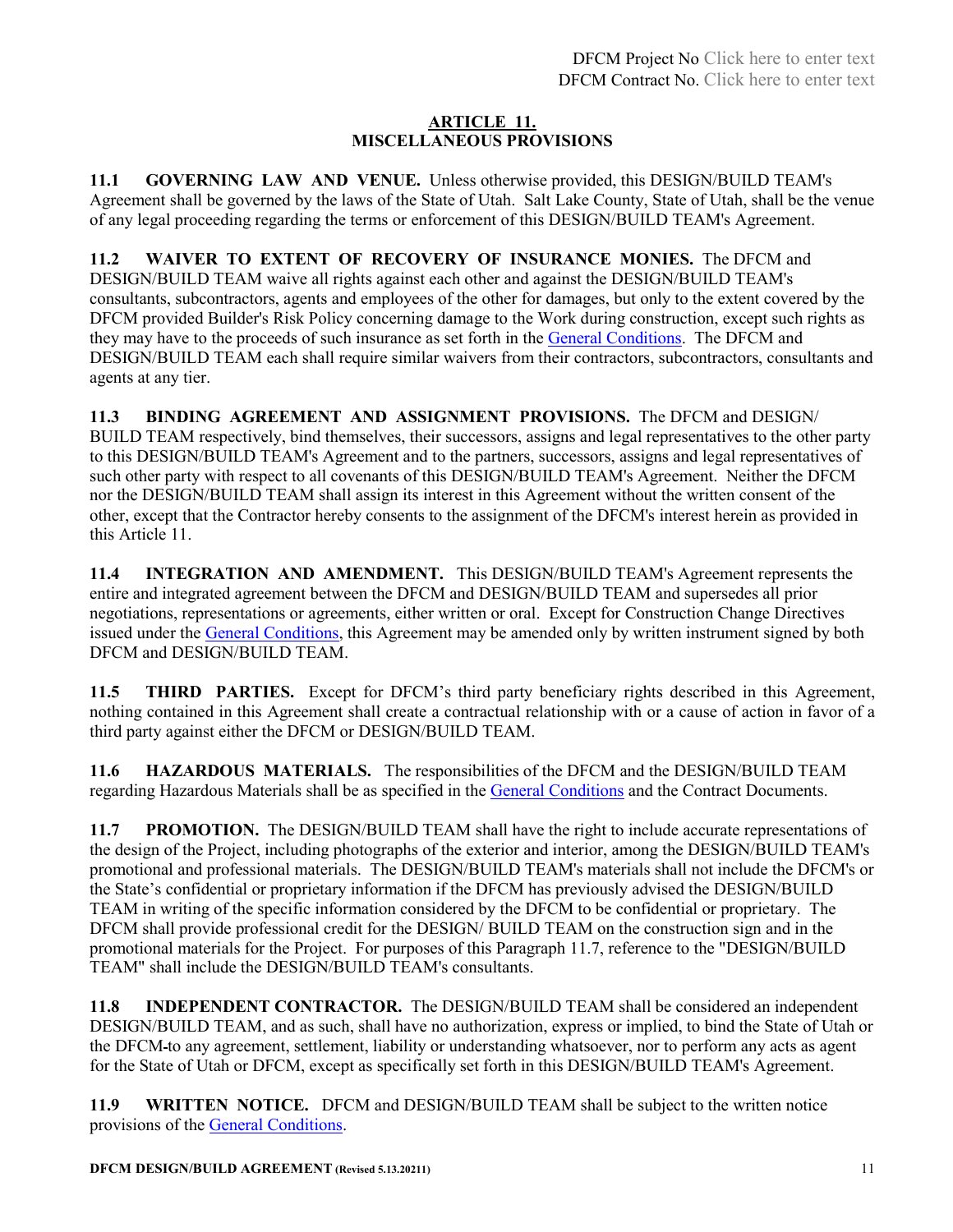## ARTICLE 11.
## MISCELLANEOUS PROVISIONS

**11.1 GOVERNING LAW AND VENUE.** Unless otherwise provided, this DESIGN/BUILD TEAM's Agreement shall be governed by the laws of the State of Utah. Salt Lake County, State of Utah, shall be the venue of any legal proceeding regarding the terms or enforcement of this DESIGN/BUILD TEAM's Agreement.

**11.2 WAIVER TO EXTENT OF RECOVERY OF INSURANCE MONIES.** The DFCM and DESIGN/BUILD TEAM waive all rights against each other and against the DESIGN/BUILD TEAM's consultants, subcontractors, agents and employees of the other for damages, but only to the extent covered by the DFCM provided Builder's Risk Policy concerning damage to the Work during construction, except such rights as they may have to the proceeds of such insurance as set forth in the General Conditions. The DFCM and DESIGN/BUILD TEAM each shall require similar waivers from their contractors, subcontractors, consultants and agents at any tier.

**11.3 BINDING AGREEMENT AND ASSIGNMENT PROVISIONS.** The DFCM and DESIGN/ BUILD TEAM respectively, bind themselves, their successors, assigns and legal representatives to the other party to this DESIGN/BUILD TEAM's Agreement and to the partners, successors, assigns and legal representatives of such other party with respect to all covenants of this DESIGN/BUILD TEAM's Agreement. Neither the DFCM nor the DESIGN/BUILD TEAM shall assign its interest in this Agreement without the written consent of the other, except that the Contractor hereby consents to the assignment of the DFCM's interest herein as provided in this Article 11.

**11.4 INTEGRATION AND AMENDMENT.** This DESIGN/BUILD TEAM's Agreement represents the entire and integrated agreement between the DFCM and DESIGN/BUILD TEAM and supersedes all prior negotiations, representations or agreements, either written or oral. Except for Construction Change Directives issued under the General Conditions, this Agreement may be amended only by written instrument signed by both DFCM and DESIGN/BUILD TEAM.

**11.5 THIRD PARTIES.** Except for DFCM's third party beneficiary rights described in this Agreement, nothing contained in this Agreement shall create a contractual relationship with or a cause of action in favor of a third party against either the DFCM or DESIGN/BUILD TEAM.

**11.6 HAZARDOUS MATERIALS.** The responsibilities of the DFCM and the DESIGN/BUILD TEAM regarding Hazardous Materials shall be as specified in the General Conditions and the Contract Documents.

**11.7 PROMOTION.** The DESIGN/BUILD TEAM shall have the right to include accurate representations of the design of the Project, including photographs of the exterior and interior, among the DESIGN/BUILD TEAM's promotional and professional materials. The DESIGN/BUILD TEAM's materials shall not include the DFCM's or the State's confidential or proprietary information if the DFCM has previously advised the DESIGN/BUILD TEAM in writing of the specific information considered by the DFCM to be confidential or proprietary. The DFCM shall provide professional credit for the DESIGN/ BUILD TEAM on the construction sign and in the promotional materials for the Project. For purposes of this Paragraph 11.7, reference to the "DESIGN/BUILD TEAM" shall include the DESIGN/BUILD TEAM's consultants.

**11.8 INDEPENDENT CONTRACTOR.** The DESIGN/BUILD TEAM shall be considered an independent DESIGN/BUILD TEAM, and as such, shall have no authorization, express or implied, to bind the State of Utah or the DFCM-to any agreement, settlement, liability or understanding whatsoever, nor to perform any acts as agent for the State of Utah or DFCM, except as specifically set forth in this DESIGN/BUILD TEAM's Agreement.

**11.9 WRITTEN NOTICE.** DFCM and DESIGN/BUILD TEAM shall be subject to the written notice provisions of the General Conditions.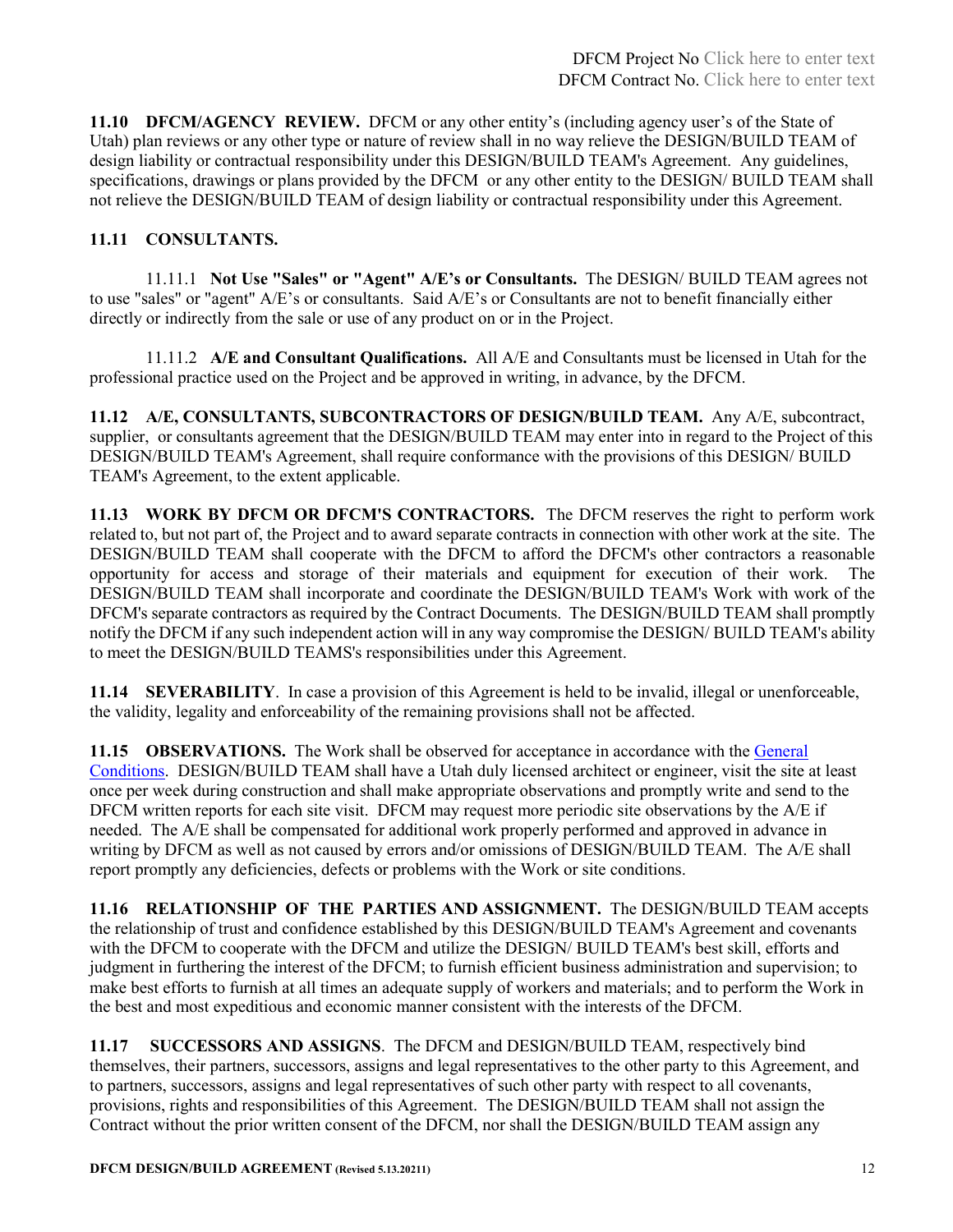**11.10 DFCM/AGENCY REVIEW.** DFCM or any other entity's (including agency user's of the State of Utah) plan reviews or any other type or nature of review shall in no way relieve the DESIGN/BUILD TEAM of design liability or contractual responsibility under this DESIGN/BUILD TEAM's Agreement. Any guidelines, specifications, drawings or plans provided by the DFCM or any other entity to the DESIGN/ BUILD TEAM shall not relieve the DESIGN/BUILD TEAM of design liability or contractual responsibility under this Agreement.

**11.11 CONSULTANTS.**

11.11.1 **Not Use "Sales" or "Agent" A/E's or Consultants.** The DESIGN/ BUILD TEAM agrees not to use "sales" or "agent" A/E's or consultants. Said A/E's or Consultants are not to benefit financially either directly or indirectly from the sale or use of any product on or in the Project.

11.11.2 **A/E and Consultant Qualifications.** All A/E and Consultants must be licensed in Utah for the professional practice used on the Project and be approved in writing, in advance, by the DFCM.

**11.12 A/E, CONSULTANTS, SUBCONTRACTORS OF DESIGN/BUILD TEAM.** Any A/E, subcontract, supplier, or consultants agreement that the DESIGN/BUILD TEAM may enter into in regard to the Project of this DESIGN/BUILD TEAM's Agreement, shall require conformance with the provisions of this DESIGN/ BUILD TEAM's Agreement, to the extent applicable.

**11.13 WORK BY DFCM OR DFCM'S CONTRACTORS.** The DFCM reserves the right to perform work related to, but not part of, the Project and to award separate contracts in connection with other work at the site. The DESIGN/BUILD TEAM shall cooperate with the DFCM to afford the DFCM's other contractors a reasonable opportunity for access and storage of their materials and equipment for execution of their work. The DESIGN/BUILD TEAM shall incorporate and coordinate the DESIGN/BUILD TEAM's Work with work of the DFCM's separate contractors as required by the Contract Documents. The DESIGN/BUILD TEAM shall promptly notify the DFCM if any such independent action will in any way compromise the DESIGN/ BUILD TEAM's ability to meet the DESIGN/BUILD TEAMS's responsibilities under this Agreement.

**11.14 SEVERABILITY**. In case a provision of this Agreement is held to be invalid, illegal or unenforceable, the validity, legality and enforceability of the remaining provisions shall not be affected.

**11.15 OBSERVATIONS.** The Work shall be observed for acceptance in accordance with the General Conditions. DESIGN/BUILD TEAM shall have a Utah duly licensed architect or engineer, visit the site at least once per week during construction and shall make appropriate observations and promptly write and send to the DFCM written reports for each site visit. DFCM may request more periodic site observations by the A/E if needed. The A/E shall be compensated for additional work properly performed and approved in advance in writing by DFCM as well as not caused by errors and/or omissions of DESIGN/BUILD TEAM. The A/E shall report promptly any deficiencies, defects or problems with the Work or site conditions.

**11.16 RELATIONSHIP OF THE PARTIES AND ASSIGNMENT.** The DESIGN/BUILD TEAM accepts the relationship of trust and confidence established by this DESIGN/BUILD TEAM's Agreement and covenants with the DFCM to cooperate with the DFCM and utilize the DESIGN/ BUILD TEAM's best skill, efforts and judgment in furthering the interest of the DFCM; to furnish efficient business administration and supervision; to make best efforts to furnish at all times an adequate supply of workers and materials; and to perform the Work in the best and most expeditious and economic manner consistent with the interests of the DFCM.

**11.17 SUCCESSORS AND ASSIGNS**. The DFCM and DESIGN/BUILD TEAM, respectively bind themselves, their partners, successors, assigns and legal representatives to the other party to this Agreement, and to partners, successors, assigns and legal representatives of such other party with respect to all covenants, provisions, rights and responsibilities of this Agreement. The DESIGN/BUILD TEAM shall not assign the Contract without the prior written consent of the DFCM, nor shall the DESIGN/BUILD TEAM assign any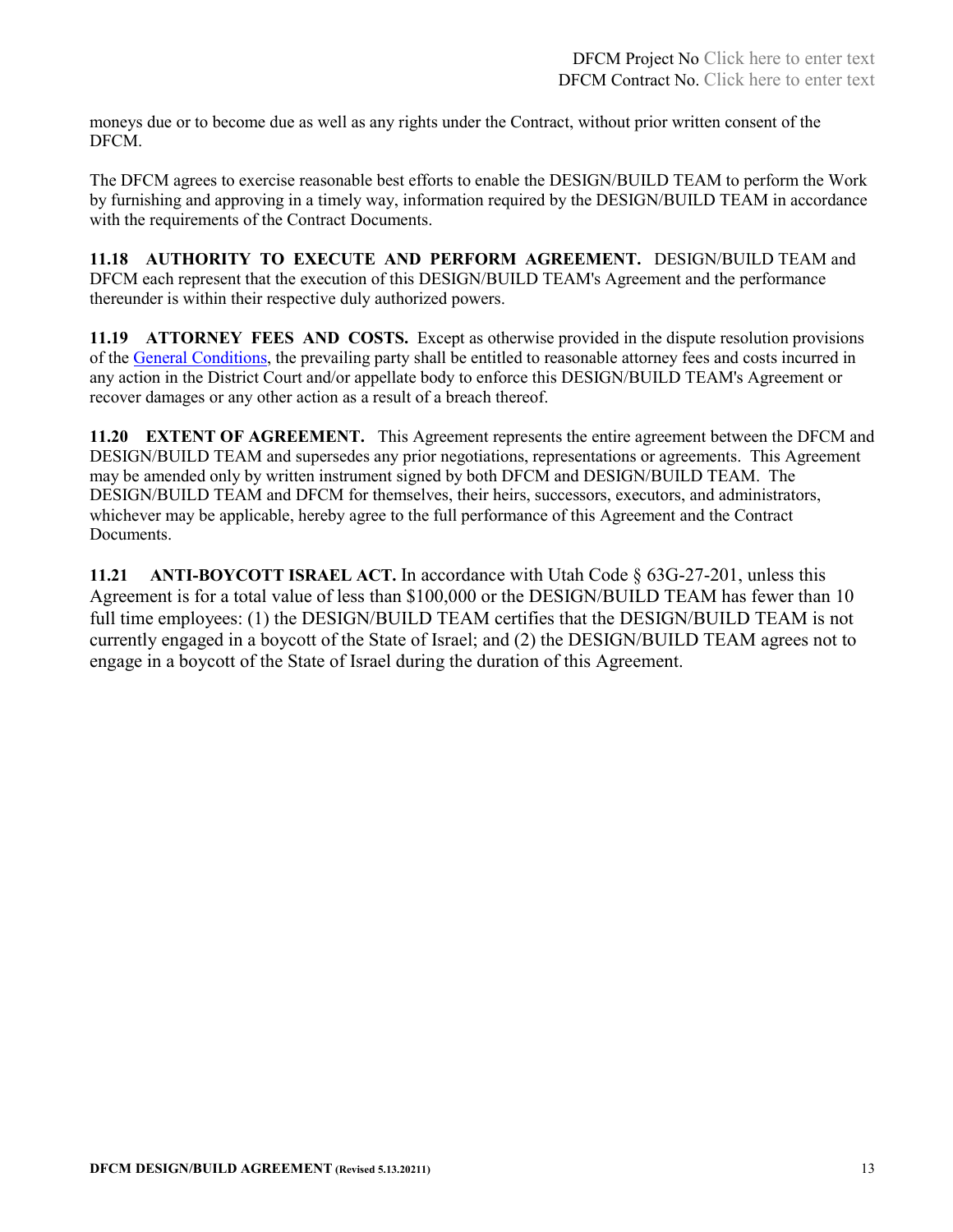moneys due or to become due as well as any rights under the Contract, without prior written consent of the DFCM.

The DFCM agrees to exercise reasonable best efforts to enable the DESIGN/BUILD TEAM to perform the Work by furnishing and approving in a timely way, information required by the DESIGN/BUILD TEAM in accordance with the requirements of the Contract Documents.

**11.18 AUTHORITY TO EXECUTE AND PERFORM AGREEMENT.** DESIGN/BUILD TEAM and DFCM each represent that the execution of this DESIGN/BUILD TEAM's Agreement and the performance thereunder is within their respective duly authorized powers.

**11.19 ATTORNEY FEES AND COSTS.** Except as otherwise provided in the dispute resolution provisions of the General Conditions, the prevailing party shall be entitled to reasonable attorney fees and costs incurred in any action in the District Court and/or appellate body to enforce this DESIGN/BUILD TEAM's Agreement or recover damages or any other action as a result of a breach thereof.

**11.20 EXTENT OF AGREEMENT.** This Agreement represents the entire agreement between the DFCM and DESIGN/BUILD TEAM and supersedes any prior negotiations, representations or agreements. This Agreement may be amended only by written instrument signed by both DFCM and DESIGN/BUILD TEAM. The DESIGN/BUILD TEAM and DFCM for themselves, their heirs, successors, executors, and administrators, whichever may be applicable, hereby agree to the full performance of this Agreement and the Contract Documents.

**11.21 ANTI-BOYCOTT ISRAEL ACT.** In accordance with Utah Code § 63G-27-201, unless this Agreement is for a total value of less than $100,000 or the DESIGN/BUILD TEAM has fewer than 10 full time employees: (1) the DESIGN/BUILD TEAM certifies that the DESIGN/BUILD TEAM is not currently engaged in a boycott of the State of Israel; and (2) the DESIGN/BUILD TEAM agrees not to engage in a boycott of the State of Israel during the duration of this Agreement.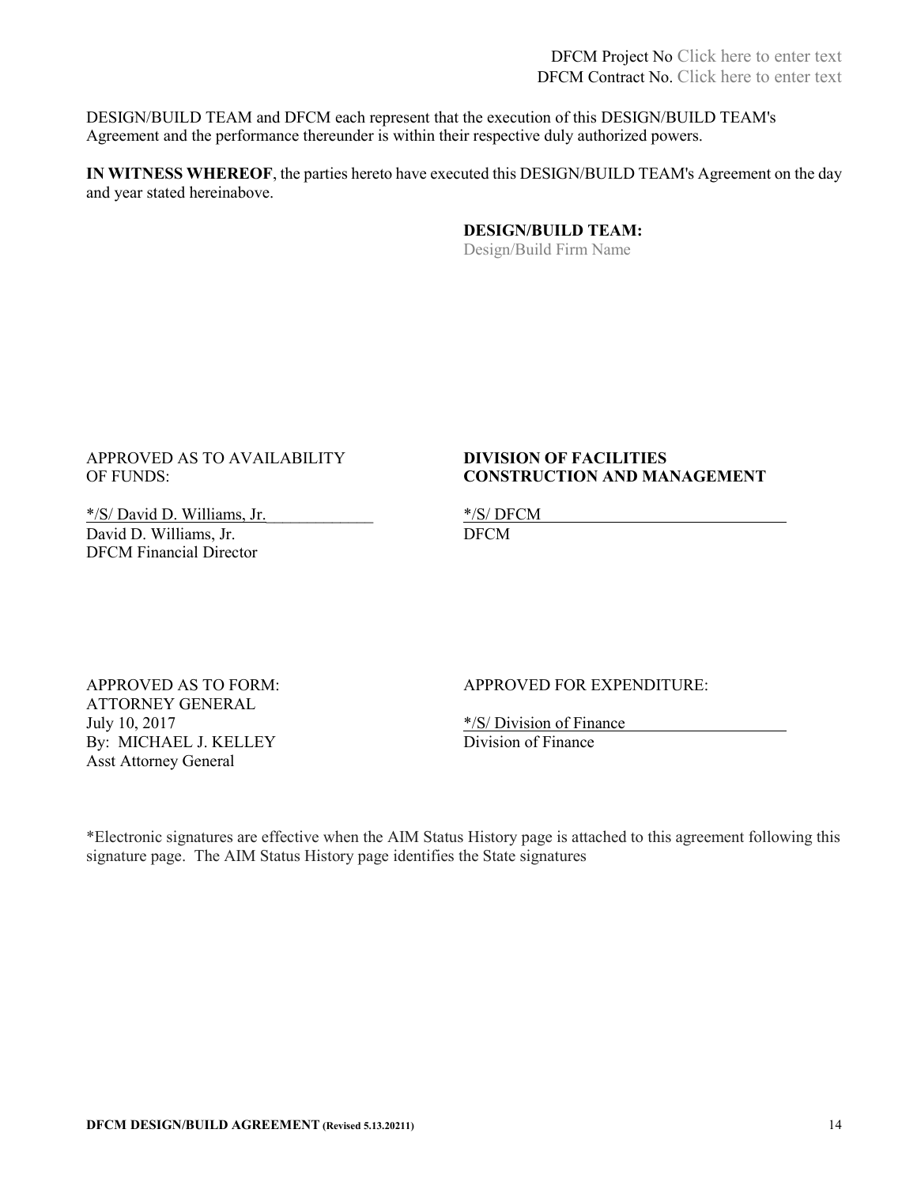DFCM Project No Click here to enter text
DFCM Contract No. Click here to enter text

DESIGN/BUILD TEAM and DFCM each represent that the execution of this DESIGN/BUILD TEAM's Agreement and the performance thereunder is within their respective duly authorized powers.

**IN WITNESS WHEREOF**, the parties hereto have executed this DESIGN/BUILD TEAM's Agreement on the day and year stated hereinabove.

**DESIGN/BUILD TEAM:**
Design/Build Firm Name

APPROVED AS TO AVAILABILITY OF FUNDS:

*/S/ David D. Williams, Jr.
David D. Williams, Jr.
DFCM Financial Director

**DIVISION OF FACILITIES CONSTRUCTION AND MANAGEMENT**

*/S/ DFCM
DFCM

APPROVED AS TO FORM:
ATTORNEY GENERAL
July 10, 2017
By: MICHAEL J. KELLEY
Asst Attorney General

APPROVED FOR EXPENDITURE:

*/S/ Division of Finance
Division of Finance

*Electronic signatures are effective when the AIM Status History page is attached to this agreement following this signature page. The AIM Status History page identifies the State signatures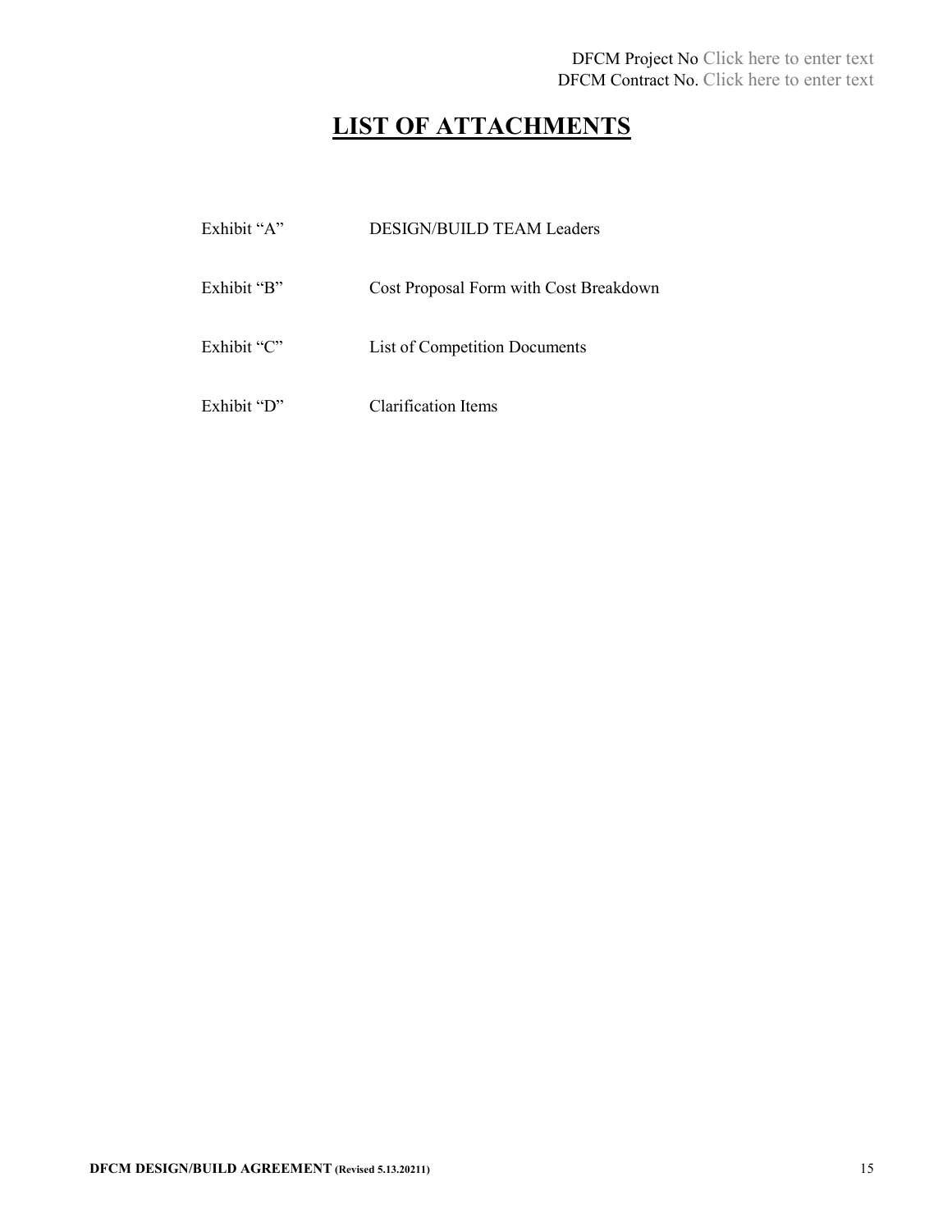DFCM Project No Click here to enter text
DFCM Contract No. Click here to enter text

# LIST OF ATTACHMENTS

| | |
|---|---|
| Exhibit "A" | DESIGN/BUILD TEAM Leaders |
| Exhibit "B" | Cost Proposal Form with Cost Breakdown |
| Exhibit "C" | List of Competition Documents |
| Exhibit "D" | Clarification Items |